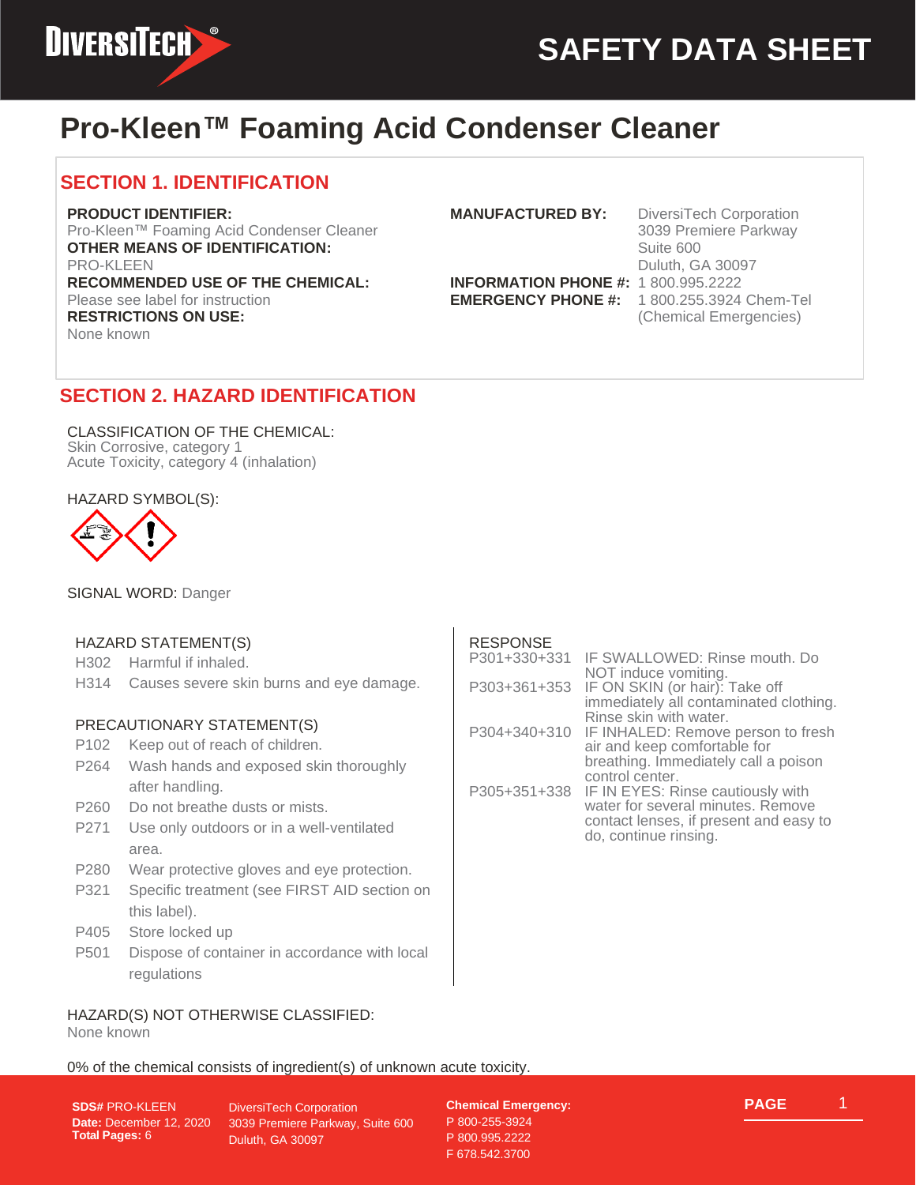# Pro-Kleen™ Foaming Acid Condenser Cleaner

## SECTION 1. IDENTIFICATION

**PRODUCT IDENTIFIER:**
Pro-Kleen™ Foaming Acid Condenser Cleaner

**OTHER MEANS OF IDENTIFICATION:**
PRO-KLEEN

**RECOMMENDED USE OF THE CHEMICAL:**
Please see label for instruction

**RESTRICTIONS ON USE:**
None known

**MANUFACTURED BY:** DiversiTech Corporation
3039 Premiere Parkway
Suite 600
Duluth, GA 30097

**INFORMATION PHONE #:** 1 800.995.2222

**EMERGENCY PHONE #:** 1 800.255.3924 Chem-Tel (Chemical Emergencies)

## SECTION 2. HAZARD IDENTIFICATION

CLASSIFICATION OF THE CHEMICAL:
Skin Corrosive, category 1
Acute Toxicity, category 4 (inhalation)

HAZARD SYMBOL(S):

SIGNAL WORD: Danger

HAZARD STATEMENT(S)

| | |
|---|---|
| H302 | Harmful if inhaled. |
| H314 | Causes severe skin burns and eye damage. |

PRECAUTIONARY STATEMENT(S)

| | |
|---|---|
| P102 | Keep out of reach of children. |
| P264 | Wash hands and exposed skin thoroughly after handling. |
| P260 | Do not breathe dusts or mists. |
| P271 | Use only outdoors or in a well-ventilated area. |
| P280 | Wear protective gloves and eye protection. |
| P321 | Specific treatment (see FIRST AID section on this label). |
| P405 | Store locked up |
| P501 | Dispose of container in accordance with local regulations |

RESPONSE

| | |
|---|---|
| P301+330+331 | IF SWALLOWED: Rinse mouth. Do NOT induce vomiting. |
| P303+361+353 | IF ON SKIN (or hair): Take off immediately all contaminated clothing. Rinse skin with water. |
| P304+340+310 | IF INHALED: Remove person to fresh air and keep comfortable for breathing. Immediately call a poison control center. |
| P305+351+338 | IF IN EYES: Rinse cautiously with water for several minutes. Remove contact lenses, if present and easy to do, continue rinsing. |

HAZARD(S) NOT OTHERWISE CLASSIFIED:
None known

0% of the chemical consists of ingredient(s) of unknown acute toxicity.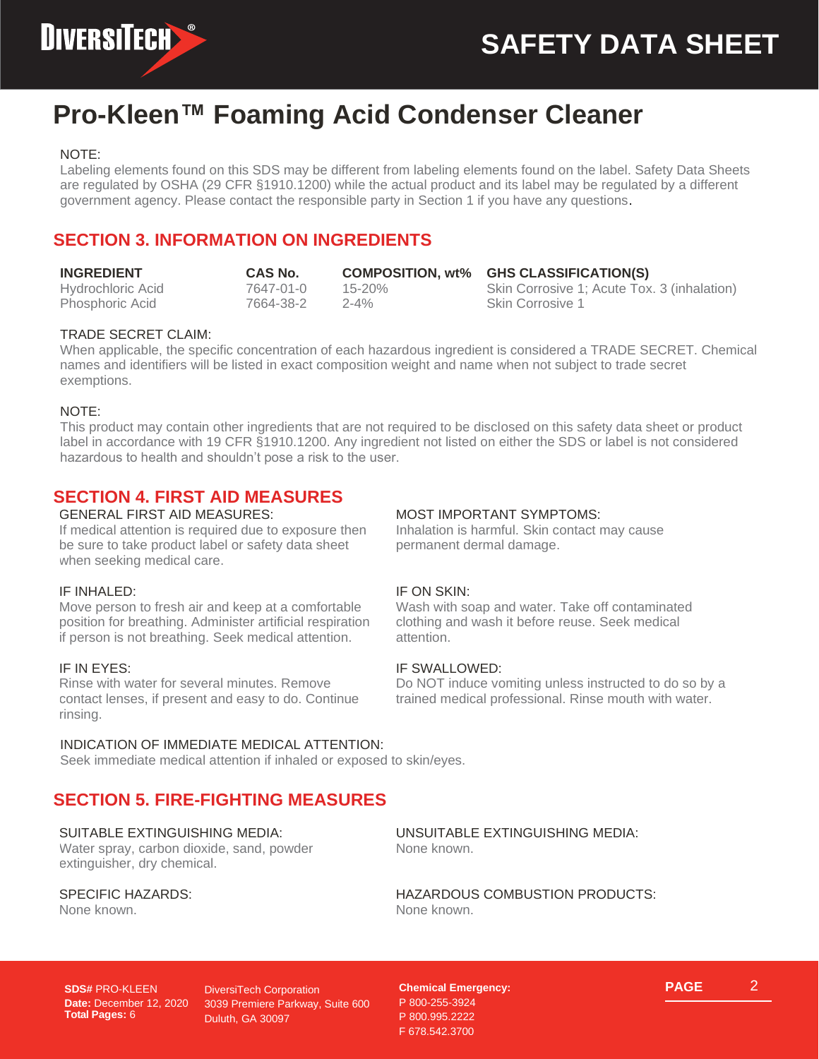# Pro-Kleen™ Foaming Acid Condenser Cleaner

NOTE:
Labeling elements found on this SDS may be different from labeling elements found on the label. Safety Data Sheets are regulated by OSHA (29 CFR §1910.1200) while the actual product and its label may be regulated by a different government agency. Please contact the responsible party in Section 1 if you have any questions.

## SECTION 3. INFORMATION ON INGREDIENTS

| INGREDIENT | CAS No. | COMPOSITION, wt% | GHS CLASSIFICATION(S) |
|---|---|---|---|
| Hydrochloric Acid | 7647-01-0 | 15-20% | Skin Corrosive 1; Acute Tox. 3 (inhalation) |
| Phosphoric Acid | 7664-38-2 | 2-4% | Skin Corrosive 1 |

TRADE SECRET CLAIM:
When applicable, the specific concentration of each hazardous ingredient is considered a TRADE SECRET. Chemical names and identifiers will be listed in exact composition weight and name when not subject to trade secret exemptions.

NOTE:
This product may contain other ingredients that are not required to be disclosed on this safety data sheet or product label in accordance with 19 CFR §1910.1200. Any ingredient not listed on either the SDS or label is not considered hazardous to health and shouldn't pose a risk to the user.

## SECTION 4. FIRST AID MEASURES

GENERAL FIRST AID MEASURES:
If medical attention is required due to exposure then be sure to take product label or safety data sheet when seeking medical care.

IF INHALED:
Move person to fresh air and keep at a comfortable position for breathing. Administer artificial respiration if person is not breathing. Seek medical attention.

IF IN EYES:
Rinse with water for several minutes. Remove contact lenses, if present and easy to do. Continue rinsing.

MOST IMPORTANT SYMPTOMS:
Inhalation is harmful. Skin contact may cause permanent dermal damage.

IF ON SKIN:
Wash with soap and water. Take off contaminated clothing and wash it before reuse. Seek medical attention.

IF SWALLOWED:
Do NOT induce vomiting unless instructed to do so by a trained medical professional. Rinse mouth with water.

INDICATION OF IMMEDIATE MEDICAL ATTENTION:
Seek immediate medical attention if inhaled or exposed to skin/eyes.

## SECTION 5. FIRE-FIGHTING MEASURES

SUITABLE EXTINGUISHING MEDIA:
Water spray, carbon dioxide, sand, powder extinguisher, dry chemical.

SPECIFIC HAZARDS:
None known.

UNSUITABLE EXTINGUISHING MEDIA:
None known.

HAZARDOUS COMBUSTION PRODUCTS:
None known.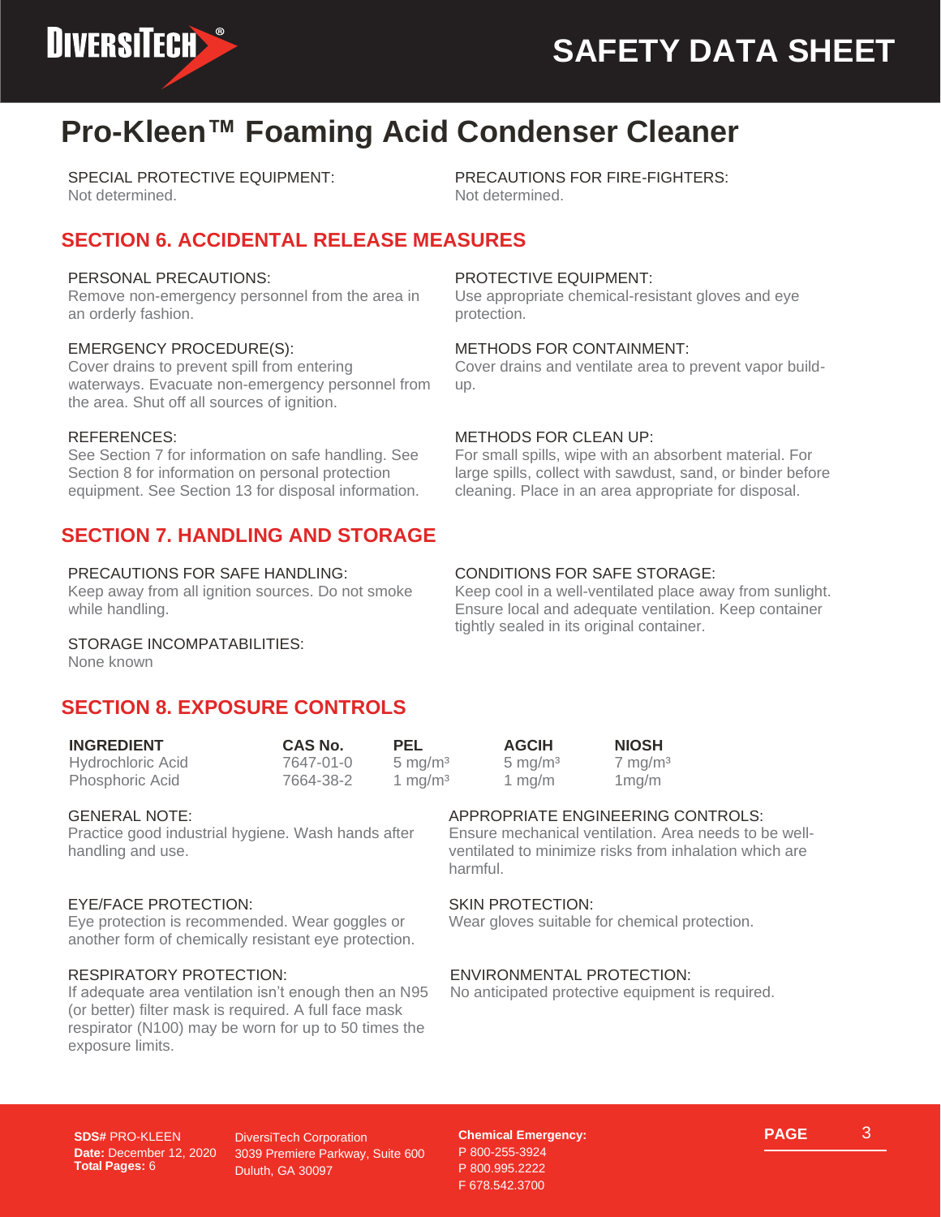# Pro-Kleen™ Foaming Acid Condenser Cleaner

SPECIAL PROTECTIVE EQUIPMENT:
Not determined.

PRECAUTIONS FOR FIRE-FIGHTERS:
Not determined.

## SECTION 6. ACCIDENTAL RELEASE MEASURES

PERSONAL PRECAUTIONS:
Remove non-emergency personnel from the area in an orderly fashion.

EMERGENCY PROCEDURE(S):
Cover drains to prevent spill from entering waterways. Evacuate non-emergency personnel from the area. Shut off all sources of ignition.

REFERENCES:
See Section 7 for information on safe handling. See Section 8 for information on personal protection equipment. See Section 13 for disposal information.

PROTECTIVE EQUIPMENT:
Use appropriate chemical-resistant gloves and eye protection.

METHODS FOR CONTAINMENT:
Cover drains and ventilate area to prevent vapor build-up.

METHODS FOR CLEAN UP:
For small spills, wipe with an absorbent material. For large spills, collect with sawdust, sand, or binder before cleaning. Place in an area appropriate for disposal.

## SECTION 7. HANDLING AND STORAGE

PRECAUTIONS FOR SAFE HANDLING:
Keep away from all ignition sources. Do not smoke while handling.

STORAGE INCOMPATABILITIES:
None known

CONDITIONS FOR SAFE STORAGE:
Keep cool in a well-ventilated place away from sunlight. Ensure local and adequate ventilation. Keep container tightly sealed in its original container.

## SECTION 8. EXPOSURE CONTROLS

| INGREDIENT | CAS No. | PEL | AGCIH | NIOSH |
|---|---|---|---|---|
| Hydrochloric Acid | 7647-01-0 | 5 $mg/m^3$ | 5 $mg/m^3$ | 7 $mg/m^3$ |
| Phosphoric Acid | 7664-38-2 | 1 $mg/m^3$ | 1 mg/m | 1mg/m |

GENERAL NOTE:
Practice good industrial hygiene. Wash hands after handling and use.

APPROPRIATE ENGINEERING CONTROLS:
Ensure mechanical ventilation. Area needs to be well-ventilated to minimize risks from inhalation which are harmful.

EYE/FACE PROTECTION:
Eye protection is recommended. Wear goggles or another form of chemically resistant eye protection.

SKIN PROTECTION:
Wear gloves suitable for chemical protection.

RESPIRATORY PROTECTION:
If adequate area ventilation isn't enough then an N95 (or better) filter mask is required. A full face mask respirator (N100) may be worn for up to 50 times the exposure limits.

ENVIRONMENTAL PROTECTION:
No anticipated protective equipment is required.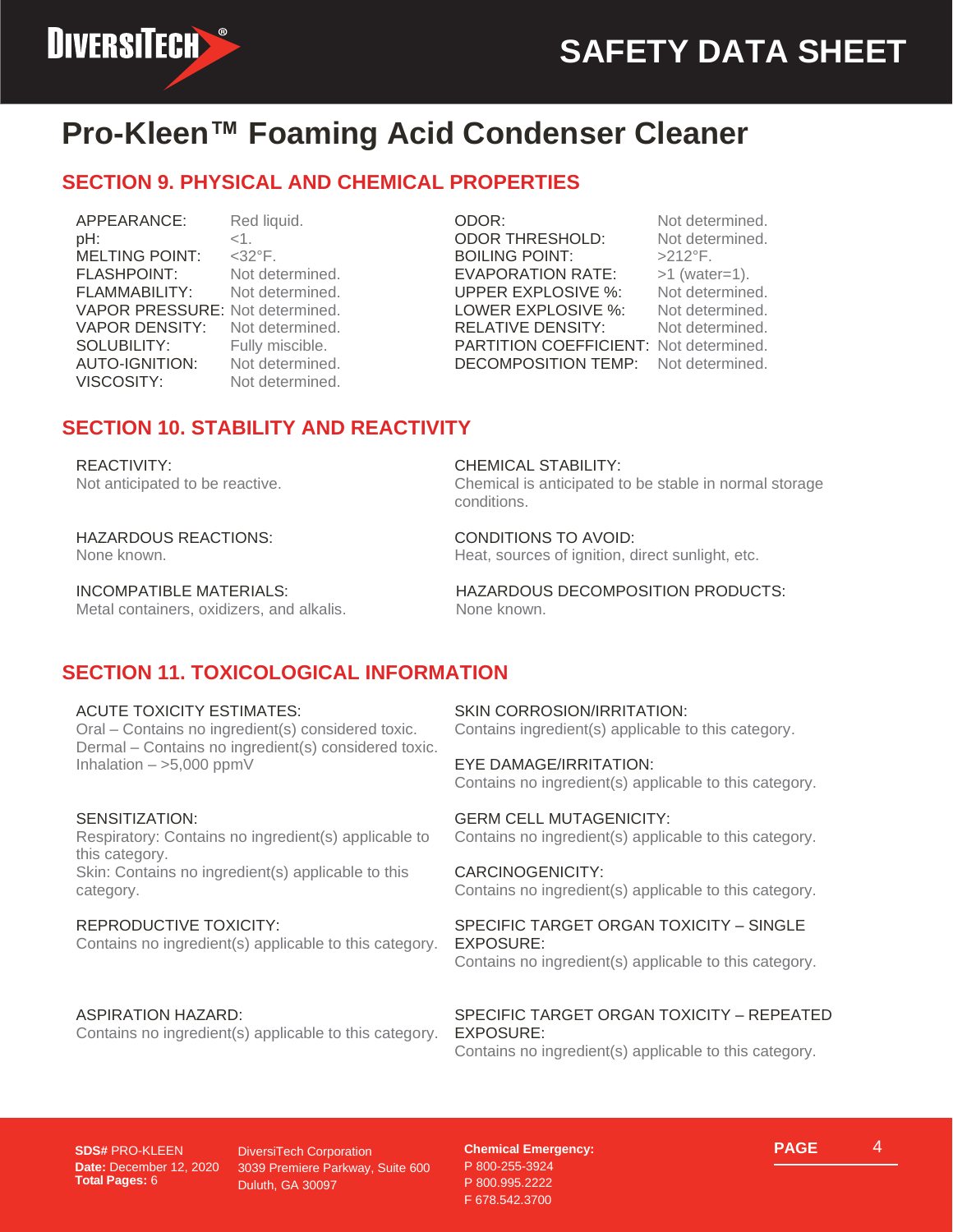# Pro-Kleen™ Foaming Acid Condenser Cleaner

## SECTION 9. PHYSICAL AND CHEMICAL PROPERTIES

| | |
|---|---|
| APPEARANCE: | Red liquid. |
| pH: | <1. |
| MELTING POINT: | <32°F. |
| FLASHPOINT: | Not determined. |
| FLAMMABILITY: | Not determined. |
| VAPOR PRESSURE: | Not determined. |
| VAPOR DENSITY: | Not determined. |
| SOLUBILITY: | Fully miscible. |
| AUTO-IGNITION: | Not determined. |
| VISCOSITY: | Not determined. |
| ODOR: | Not determined. |
| ODOR THRESHOLD: | Not determined. |
| BOILING POINT: | >212°F. |
| EVAPORATION RATE: | >1 (water=1). |
| UPPER EXPLOSIVE %: | Not determined. |
| LOWER EXPLOSIVE %: | Not determined. |
| RELATIVE DENSITY: | Not determined. |
| PARTITION COEFFICIENT: | Not determined. |
| DECOMPOSITION TEMP: | Not determined. |

## SECTION 10. STABILITY AND REACTIVITY

REACTIVITY:
Not anticipated to be reactive.

CHEMICAL STABILITY:
Chemical is anticipated to be stable in normal storage conditions.

HAZARDOUS REACTIONS:
None known.

CONDITIONS TO AVOID:
Heat, sources of ignition, direct sunlight, etc.

INCOMPATIBLE MATERIALS:
Metal containers, oxidizers, and alkalis.

HAZARDOUS DECOMPOSITION PRODUCTS:
None known.

## SECTION 11. TOXICOLOGICAL INFORMATION

ACUTE TOXICITY ESTIMATES:
Oral – Contains no ingredient(s) considered toxic.
Dermal – Contains no ingredient(s) considered toxic.
Inhalation – >5,000 ppmV

SKIN CORROSION/IRRITATION:
Contains ingredient(s) applicable to this category.

EYE DAMAGE/IRRITATION:
Contains no ingredient(s) applicable to this category.

SENSITIZATION:
Respiratory: Contains no ingredient(s) applicable to this category.
Skin: Contains no ingredient(s) applicable to this category.

GERM CELL MUTAGENICITY:
Contains no ingredient(s) applicable to this category.

CARCINOGENICITY:
Contains no ingredient(s) applicable to this category.

REPRODUCTIVE TOXICITY:
Contains no ingredient(s) applicable to this category.

SPECIFIC TARGET ORGAN TOXICITY – SINGLE EXPOSURE:
Contains no ingredient(s) applicable to this category.

ASPIRATION HAZARD:
Contains no ingredient(s) applicable to this category.

SPECIFIC TARGET ORGAN TOXICITY – REPEATED EXPOSURE:
Contains no ingredient(s) applicable to this category.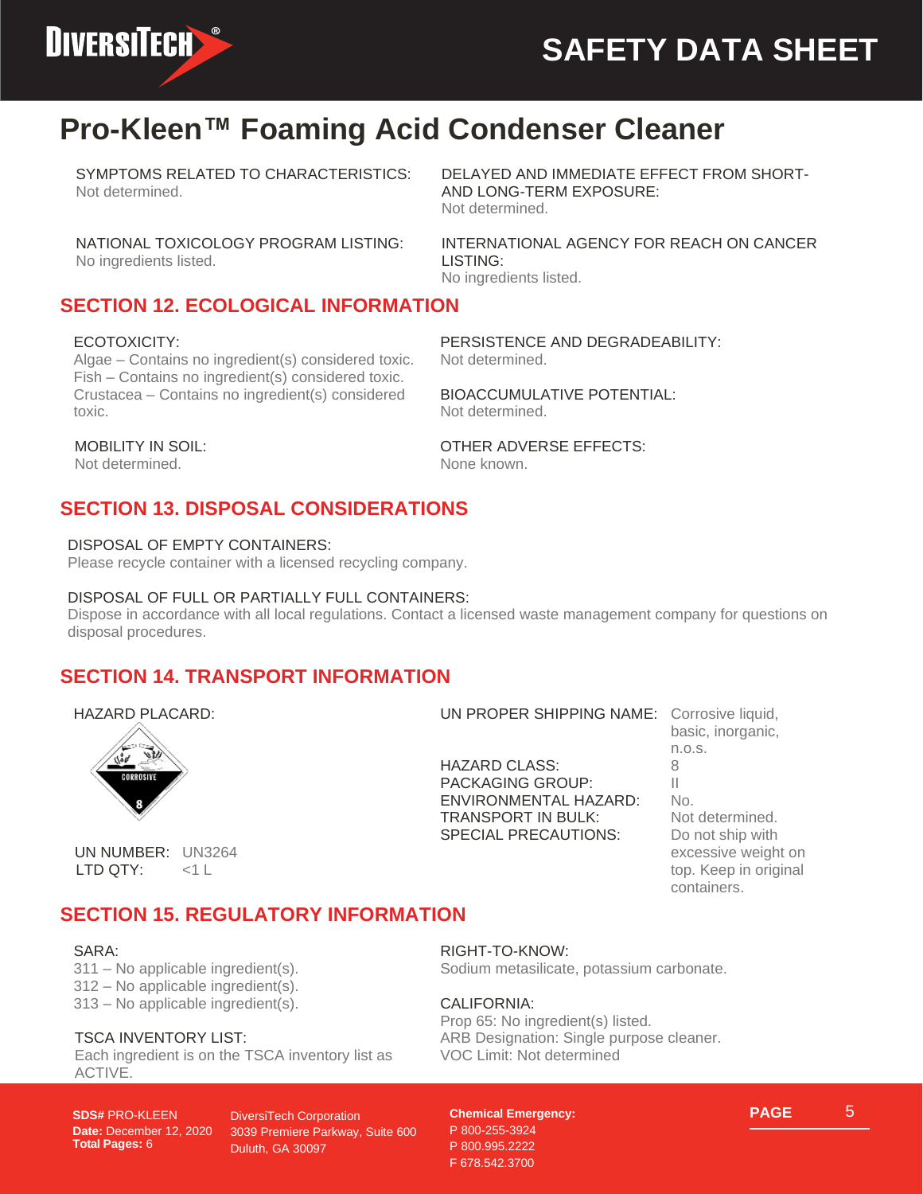# Pro-Kleen™ Foaming Acid Condenser Cleaner

SYMPTOMS RELATED TO CHARACTERISTICS:
Not determined.

DELAYED AND IMMEDIATE EFFECT FROM SHORT- AND LONG-TERM EXPOSURE:
Not determined.

NATIONAL TOXICOLOGY PROGRAM LISTING:
No ingredients listed.

INTERNATIONAL AGENCY FOR REACH ON CANCER LISTING:
No ingredients listed.

## SECTION 12. ECOLOGICAL INFORMATION

ECOTOXICITY:
Algae – Contains no ingredient(s) considered toxic.
Fish – Contains no ingredient(s) considered toxic.
Crustacea – Contains no ingredient(s) considered toxic.

PERSISTENCE AND DEGRADEABILITY:
Not determined.

BIOACCUMULATIVE POTENTIAL:
Not determined.

MOBILITY IN SOIL:
Not determined.

OTHER ADVERSE EFFECTS:
None known.

## SECTION 13. DISPOSAL CONSIDERATIONS

DISPOSAL OF EMPTY CONTAINERS:
Please recycle container with a licensed recycling company.

DISPOSAL OF FULL OR PARTIALLY FULL CONTAINERS:
Dispose in accordance with all local regulations. Contact a licensed waste management company for questions on disposal procedures.

## SECTION 14. TRANSPORT INFORMATION

HAZARD PLACARD:

CORROSIVE 8

UN NUMBER: UN3264
LTD QTY: <1 L

| | |
|---|---|
| UN PROPER SHIPPING NAME: | Corrosive liquid, basic, inorganic, n.o.s. |
| HAZARD CLASS: | 8 |
| PACKAGING GROUP: | II |
| ENVIRONMENTAL HAZARD: | No. |
| TRANSPORT IN BULK: | Not determined. |
| SPECIAL PRECAUTIONS: | Do not ship with excessive weight on top. Keep in original containers. |

## SECTION 15. REGULATORY INFORMATION

SARA:
311 – No applicable ingredient(s).
312 – No applicable ingredient(s).
313 – No applicable ingredient(s).

TSCA INVENTORY LIST:
Each ingredient is on the TSCA inventory list as ACTIVE.

RIGHT-TO-KNOW:
Sodium metasilicate, potassium carbonate.

CALIFORNIA:
Prop 65: No ingredient(s) listed.
ARB Designation: Single purpose cleaner.
VOC Limit: Not determined

**SDS#** PRO-KLEEN
**Date:** December 12, 2020
**Total Pages:** 6

DiversiTech Corporation
3039 Premiere Parkway, Suite 600
Duluth, GA 30097

**Chemical Emergency:**
P 800-255-3924
P 800.995.2222
F 678.542.3700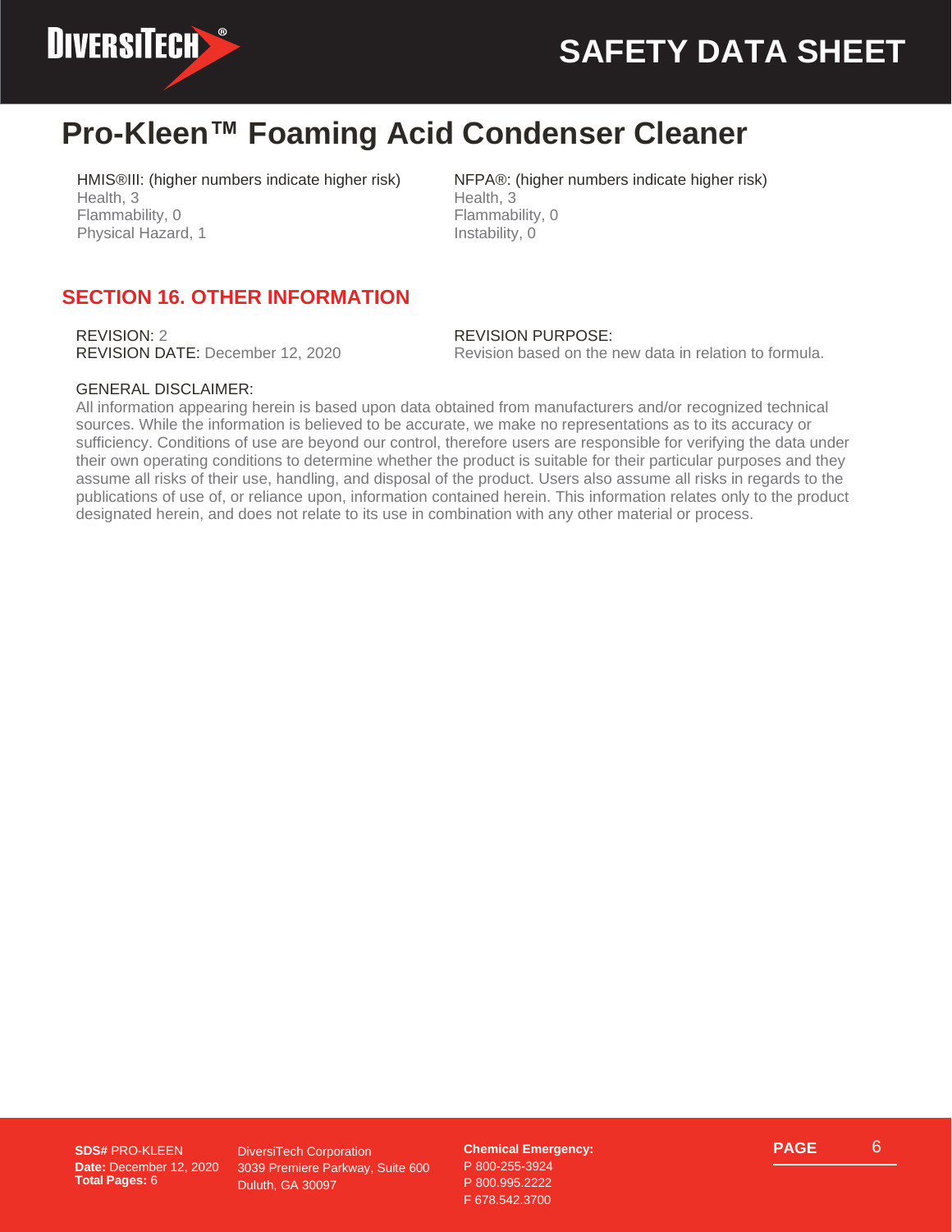# Pro-Kleen™ Foaming Acid Condenser Cleaner

HMIS®III: (higher numbers indicate higher risk)
Health, 3
Flammability, 0
Physical Hazard, 1

NFPA®: (higher numbers indicate higher risk)
Health, 3
Flammability, 0
Instability, 0

## SECTION 16. OTHER INFORMATION

REVISION: 2
REVISION DATE: December 12, 2020

REVISION PURPOSE:
Revision based on the new data in relation to formula.

GENERAL DISCLAIMER:
All information appearing herein is based upon data obtained from manufacturers and/or recognized technical sources. While the information is believed to be accurate, we make no representations as to its accuracy or sufficiency. Conditions of use are beyond our control, therefore users are responsible for verifying the data under their own operating conditions to determine whether the product is suitable for their particular purposes and they assume all risks of their use, handling, and disposal of the product. Users also assume all risks in regards to the publications of use of, or reliance upon, information contained herein. This information relates only to the product designated herein, and does not relate to its use in combination with any other material or process.